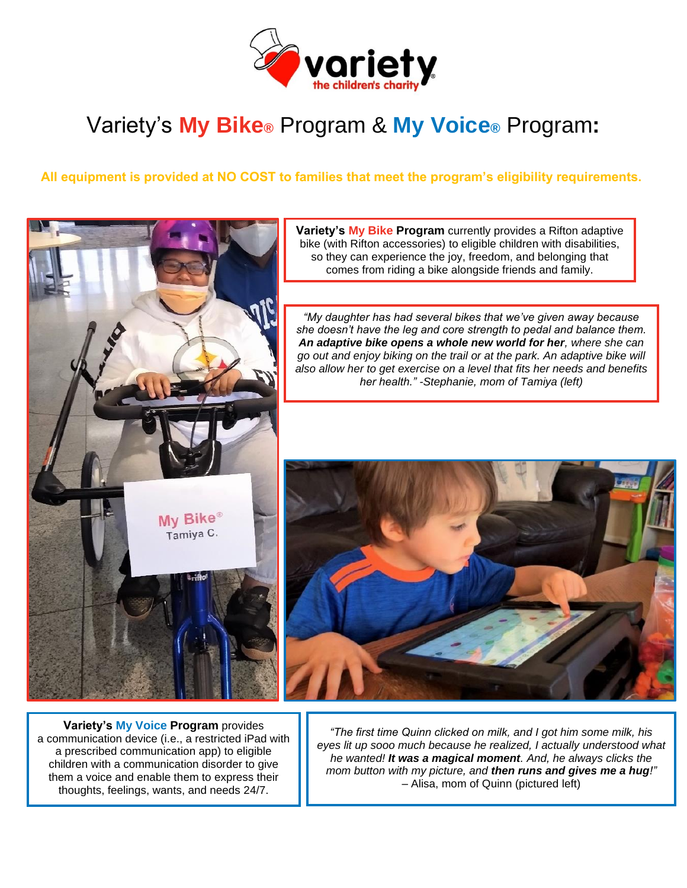# Variety's **My Bike**® Program & **My Voice**® Program:

**All equipment is provided at NO COST to families that meet the program's eligibility requirements.**

**Variety's My Bike Program** currently provides a Rifton adaptive bike (with Rifton accessories) to eligible children with disabilities, so they can experience the joy, freedom, and belonging that comes from riding a bike alongside friends and family.

*"My daughter has had several bikes that we've given away because she doesn't have the leg and core strength to pedal and balance them.* ***An adaptive bike opens a whole new world for her****, where she can go out and enjoy biking on the trail or at the park. An adaptive bike will also allow her to get exercise on a level that fits her needs and benefits her health." -Stephanie, mom of Tamiya (left)*

**Variety's My Voice Program** provides a communication device (i.e., a restricted iPad with a prescribed communication app) to eligible children with a communication disorder to give them a voice and enable them to express their thoughts, feelings, wants, and needs 24/7.

*"The first time Quinn clicked on milk, and I got him some milk, his eyes lit up sooo much because he realized, I actually understood what he wanted!* ***It was a magical moment****. And, he always clicks the mom button with my picture, and* ***then runs and gives me a hug****!"* – Alisa, mom of Quinn (pictured left)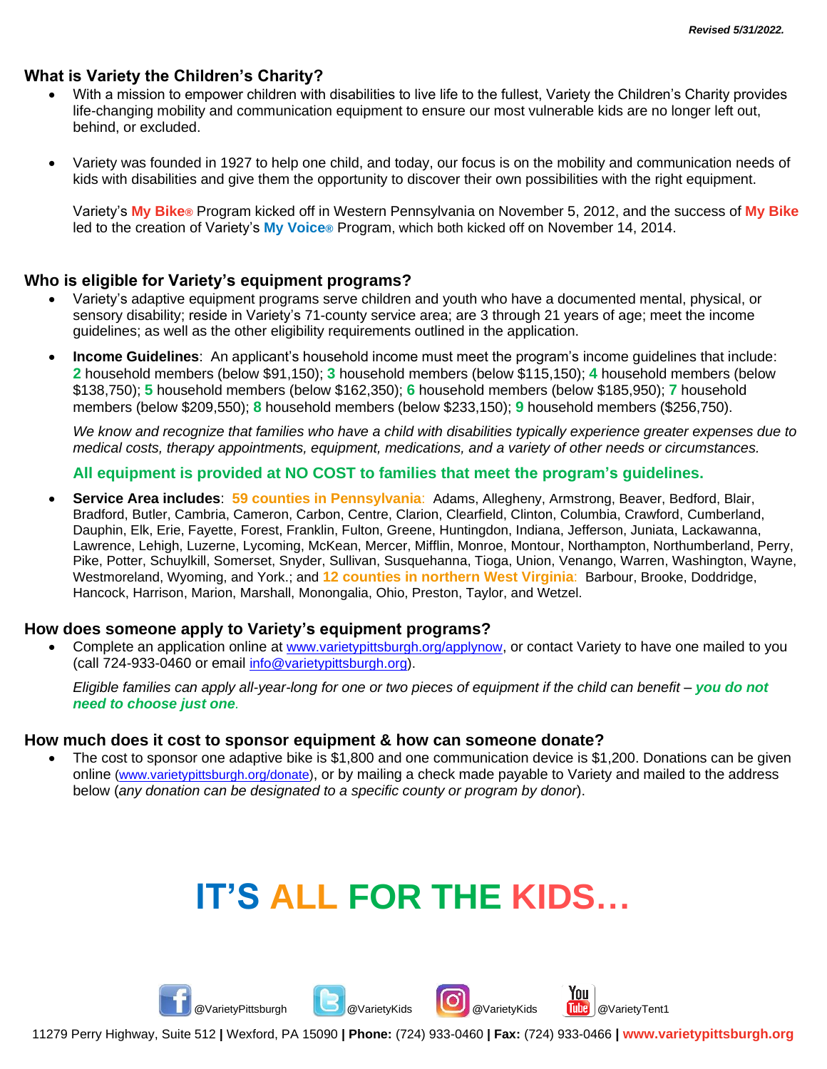*Revised 5/31/2022.*

## What is Variety the Children's Charity?

- With a mission to empower children with disabilities to live life to the fullest, Variety the Children's Charity provides life-changing mobility and communication equipment to ensure our most vulnerable kids are no longer left out, behind, or excluded.

- Variety was founded in 1927 to help one child, and today, our focus is on the mobility and communication needs of kids with disabilities and give them the opportunity to discover their own possibilities with the right equipment.

  Variety's **My Bike®** Program kicked off in Western Pennsylvania on November 5, 2012, and the success of **My Bike** led to the creation of Variety's **My Voice®** Program, which both kicked off on November 14, 2014.

## Who is eligible for Variety's equipment programs?

- Variety's adaptive equipment programs serve children and youth who have a documented mental, physical, or sensory disability; reside in Variety's 71-county service area; are 3 through 21 years of age; meet the income guidelines; as well as the other eligibility requirements outlined in the application.

- **Income Guidelines**: An applicant's household income must meet the program's income guidelines that include: **2** household members (below $91,150); **3** household members (below $115,150); **4** household members (below $138,750); **5** household members (below $162,350); **6** household members (below $185,950); **7** household members (below $209,550); **8** household members (below $233,150); **9** household members ($256,750).

  *We know and recognize that families who have a child with disabilities typically experience greater expenses due to medical costs, therapy appointments, equipment, medications, and a variety of other needs or circumstances.*

  **All equipment is provided at NO COST to families that meet the program's guidelines.**

- **Service Area includes**: **59 counties in Pennsylvania**: Adams, Allegheny, Armstrong, Beaver, Bedford, Blair, Bradford, Butler, Cambria, Cameron, Carbon, Centre, Clarion, Clearfield, Clinton, Columbia, Crawford, Cumberland, Dauphin, Elk, Erie, Fayette, Forest, Franklin, Fulton, Greene, Huntingdon, Indiana, Jefferson, Juniata, Lackawanna, Lawrence, Lehigh, Luzerne, Lycoming, McKean, Mercer, Mifflin, Monroe, Montour, Northampton, Northumberland, Perry, Pike, Potter, Schuylkill, Somerset, Snyder, Sullivan, Susquehanna, Tioga, Union, Venango, Warren, Washington, Wayne, Westmoreland, Wyoming, and York.; and **12 counties in northern West Virginia**: Barbour, Brooke, Doddridge, Hancock, Harrison, Marion, Marshall, Monongalia, Ohio, Preston, Taylor, and Wetzel.

## How does someone apply to Variety's equipment programs?

- Complete an application online at www.varietypittsburgh.org/applynow, or contact Variety to have one mailed to you (call 724-933-0460 or email info@varietypittsburgh.org).

  *Eligible families can apply all-year-long for one or two pieces of equipment if the child can benefit – **you do not need to choose just one**.*

## How much does it cost to sponsor equipment & how can someone donate?

- The cost to sponsor one adaptive bike is $1,800 and one communication device is $1,200. Donations can be given online (www.varietypittsburgh.org/donate), or by mailing a check made payable to Variety and mailed to the address below (*any donation can be designated to a specific county or program by donor*).

# IT'S ALL FOR THE KIDS…

@VarietyPittsburgh @VarietyKids @VarietyKids @VarietyTent1

11279 Perry Highway, Suite 512 **|** Wexford, PA 15090 **| Phone:** (724) 933-0460 **| Fax:** (724) 933-0466 **| www.varietypittsburgh.org**